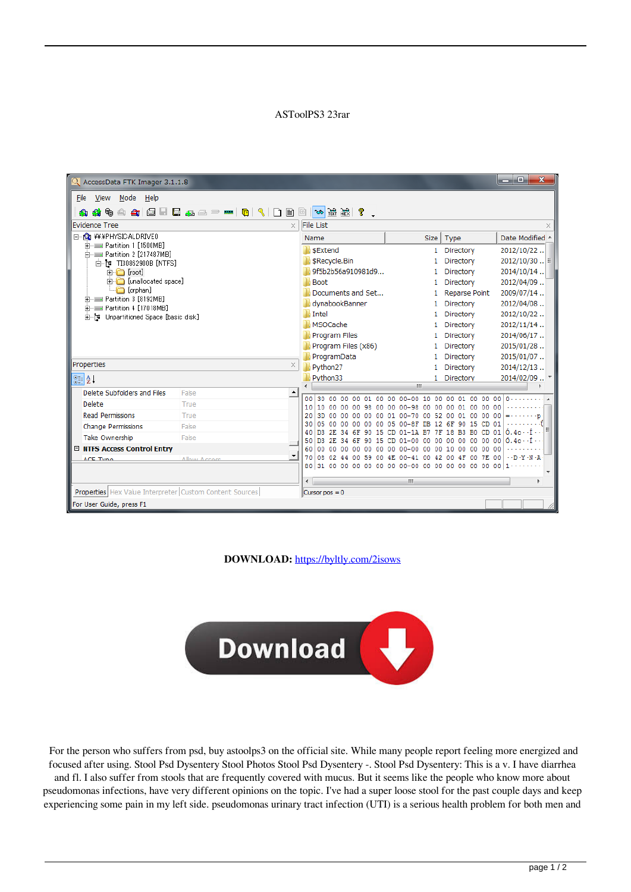ASToolPS3 23rar

**DOWNLOAD:** https://byltly.com/2isows

For the person who suffers from psd, buy astoolps3 on the official site. While many people report feeling more energized and focused after using. Stool Psd Dysentery Stool Photos Stool Psd Dysentery -. Stool Psd Dysentery: This is a v. I have diarrhea and fl. I also suffer from stools that are frequently covered with mucus. But it seems like the people who know more about pseudomonas infections, have very different opinions on the topic. I've had a super loose stool for the past couple days and keep experiencing some pain in my left side. pseudomonas urinary tract infection (UTI) is a serious health problem for both men and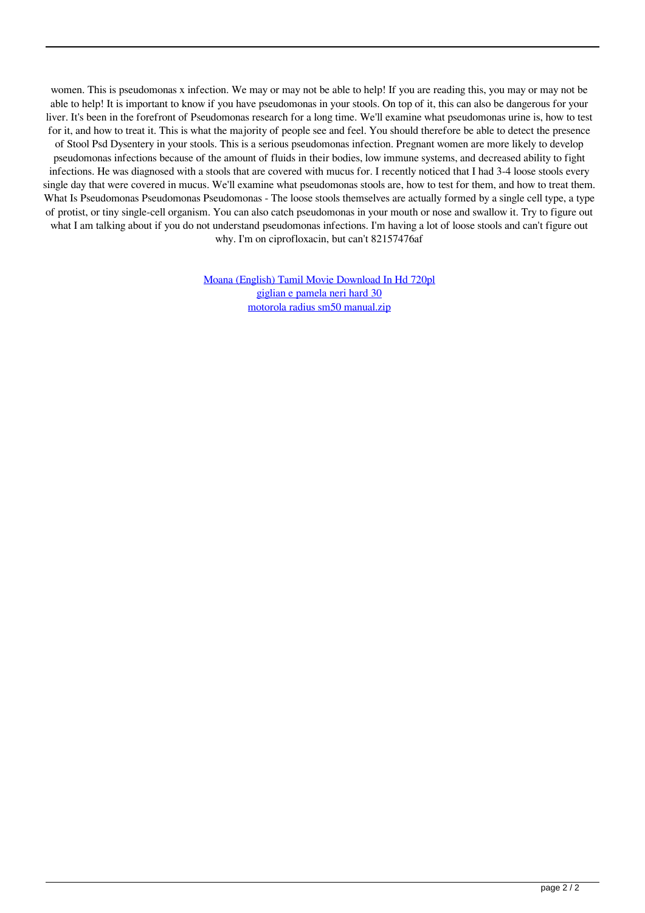women. This is pseudomonas x infection. We may or may not be able to help! If you are reading this, you may or may not be able to help! It is important to know if you have pseudomonas in your stools. On top of it, this can also be dangerous for your liver. It's been in the forefront of Pseudomonas research for a long time. We'll examine what pseudomonas urine is, how to test for it, and how to treat it. This is what the majority of people see and feel. You should therefore be able to detect the presence of Stool Psd Dysentery in your stools. This is a serious pseudomonas infection. Pregnant women are more likely to develop pseudomonas infections because of the amount of fluids in their bodies, low immune systems, and decreased ability to fight infections. He was diagnosed with a stools that are covered with mucus for. I recently noticed that I had 3-4 loose stools every single day that were covered in mucus. We'll examine what pseudomonas stools are, how to test for them, and how to treat them. What Is Pseudomonas Pseudomonas Pseudomonas - The loose stools themselves are actually formed by a single cell type, a type of protist, or tiny single-cell organism. You can also catch pseudomonas in your mouth or nose and swallow it. Try to figure out what I am talking about if you do not understand pseudomonas infections. I'm having a lot of loose stools and can't figure out why. I'm on ciprofloxacin, but can't 82157476af

Moana (English) Tamil Movie Download In Hd 720pl
giglian e pamela neri hard 30
motorola radius sm50 manual.zip